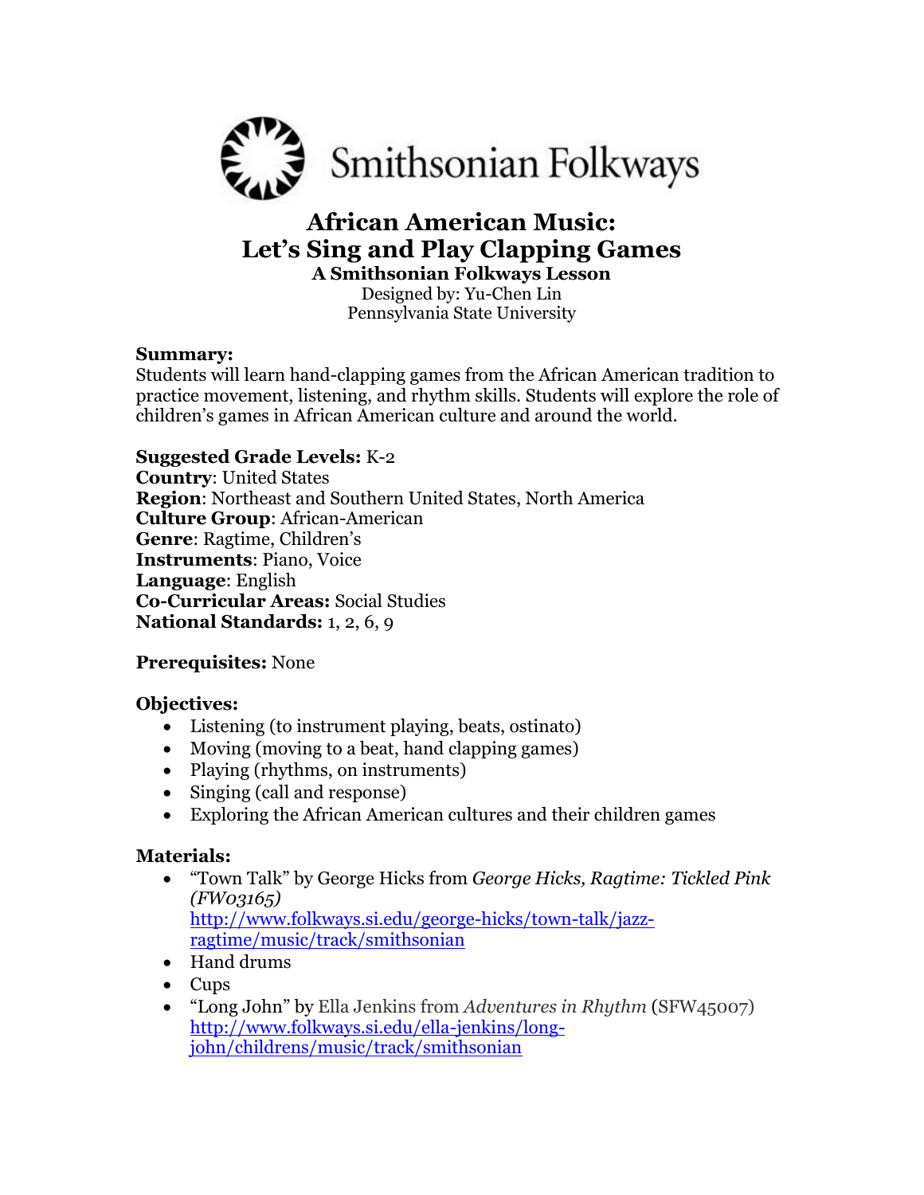Smithsonian Folkways

# African American Music: Let's Sing and Play Clapping Games

### A Smithsonian Folkways Lesson

Designed by: Yu-Chen Lin
Pennsylvania State University

**Summary:**
Students will learn hand-clapping games from the African American tradition to practice movement, listening, and rhythm skills. Students will explore the role of children's games in African American culture and around the world.

**Suggested Grade Levels:** K-2
**Country**: United States
**Region**: Northeast and Southern United States, North America
**Culture Group**: African-American
**Genre**: Ragtime, Children's
**Instruments**: Piano, Voice
**Language**: English
**Co-Curricular Areas:** Social Studies
**National Standards:** 1, 2, 6, 9

**Prerequisites:** None

**Objectives:**

- Listening (to instrument playing, beats, ostinato)
- Moving (moving to a beat, hand clapping games)
- Playing (rhythms, on instruments)
- Singing (call and response)
- Exploring the African American cultures and their children games

**Materials:**

- "Town Talk" by George Hicks from *George Hicks, Ragtime: Tickled Pink (FW03165)*
  http://www.folkways.si.edu/george-hicks/town-talk/jazz-ragtime/music/track/smithsonian
- Hand drums
- Cups
- "Long John" by Ella Jenkins from *Adventures in Rhythm* (SFW45007)
  http://www.folkways.si.edu/ella-jenkins/long-john/childrens/music/track/smithsonian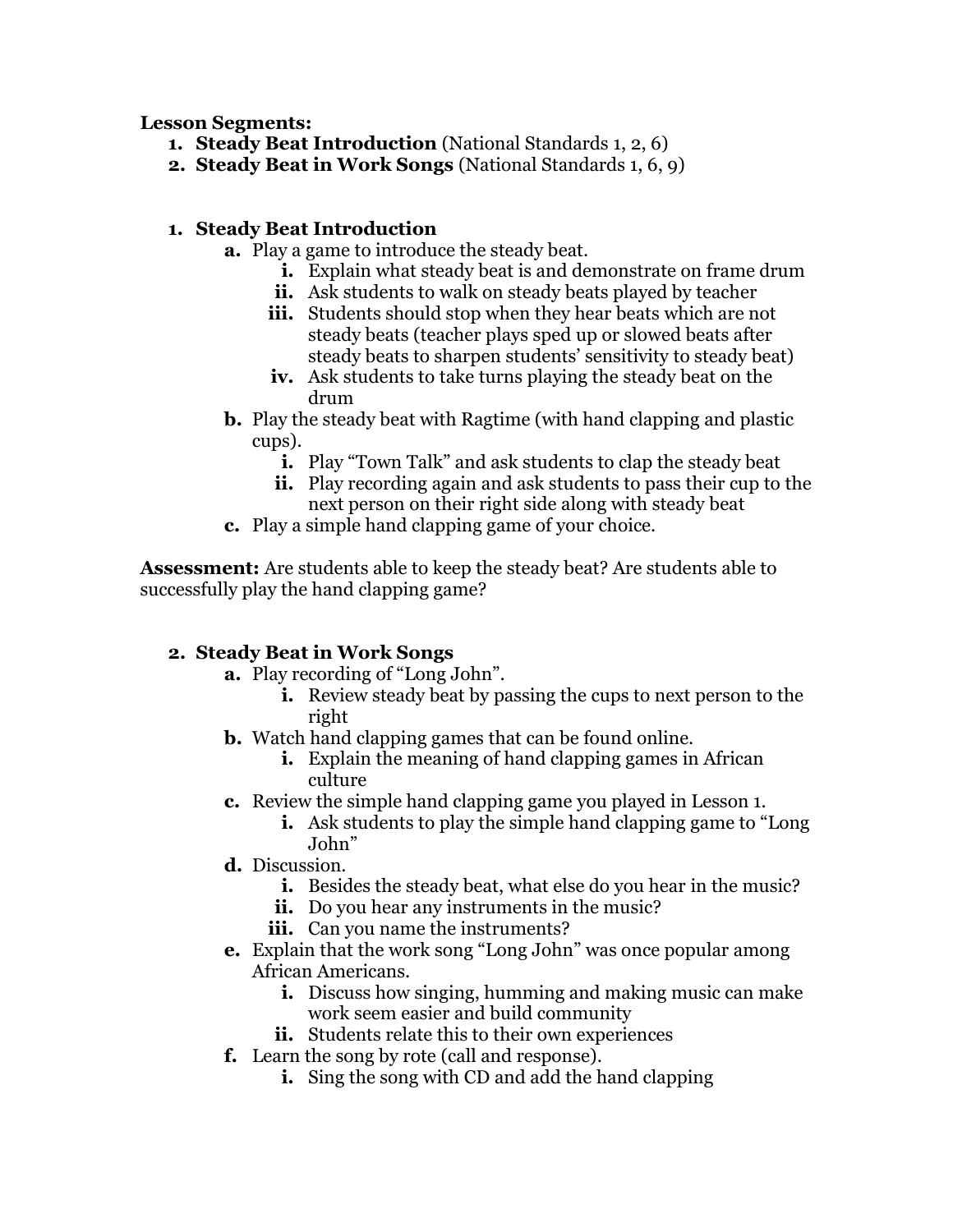**Lesson Segments:**

1. **Steady Beat Introduction** (National Standards 1, 2, 6)
2. **Steady Beat in Work Songs** (National Standards 1, 6, 9)

1. **Steady Beat Introduction**
   a. Play a game to introduce the steady beat.
      i. Explain what steady beat is and demonstrate on frame drum
      ii. Ask students to walk on steady beats played by teacher
      iii. Students should stop when they hear beats which are not steady beats (teacher plays sped up or slowed beats after steady beats to sharpen students' sensitivity to steady beat)
      iv. Ask students to take turns playing the steady beat on the drum
   b. Play the steady beat with Ragtime (with hand clapping and plastic cups).
      i. Play "Town Talk" and ask students to clap the steady beat
      ii. Play recording again and ask students to pass their cup to the next person on their right side along with steady beat
   c. Play a simple hand clapping game of your choice.

**Assessment:** Are students able to keep the steady beat? Are students able to successfully play the hand clapping game?

2. **Steady Beat in Work Songs**
   a. Play recording of "Long John".
      i. Review steady beat by passing the cups to next person to the right
   b. Watch hand clapping games that can be found online.
      i. Explain the meaning of hand clapping games in African culture
   c. Review the simple hand clapping game you played in Lesson 1.
      i. Ask students to play the simple hand clapping game to "Long John"
   d. Discussion.
      i. Besides the steady beat, what else do you hear in the music?
      ii. Do you hear any instruments in the music?
      iii. Can you name the instruments?
   e. Explain that the work song "Long John" was once popular among African Americans.
      i. Discuss how singing, humming and making music can make work seem easier and build community
      ii. Students relate this to their own experiences
   f. Learn the song by rote (call and response).
      i. Sing the song with CD and add the hand clapping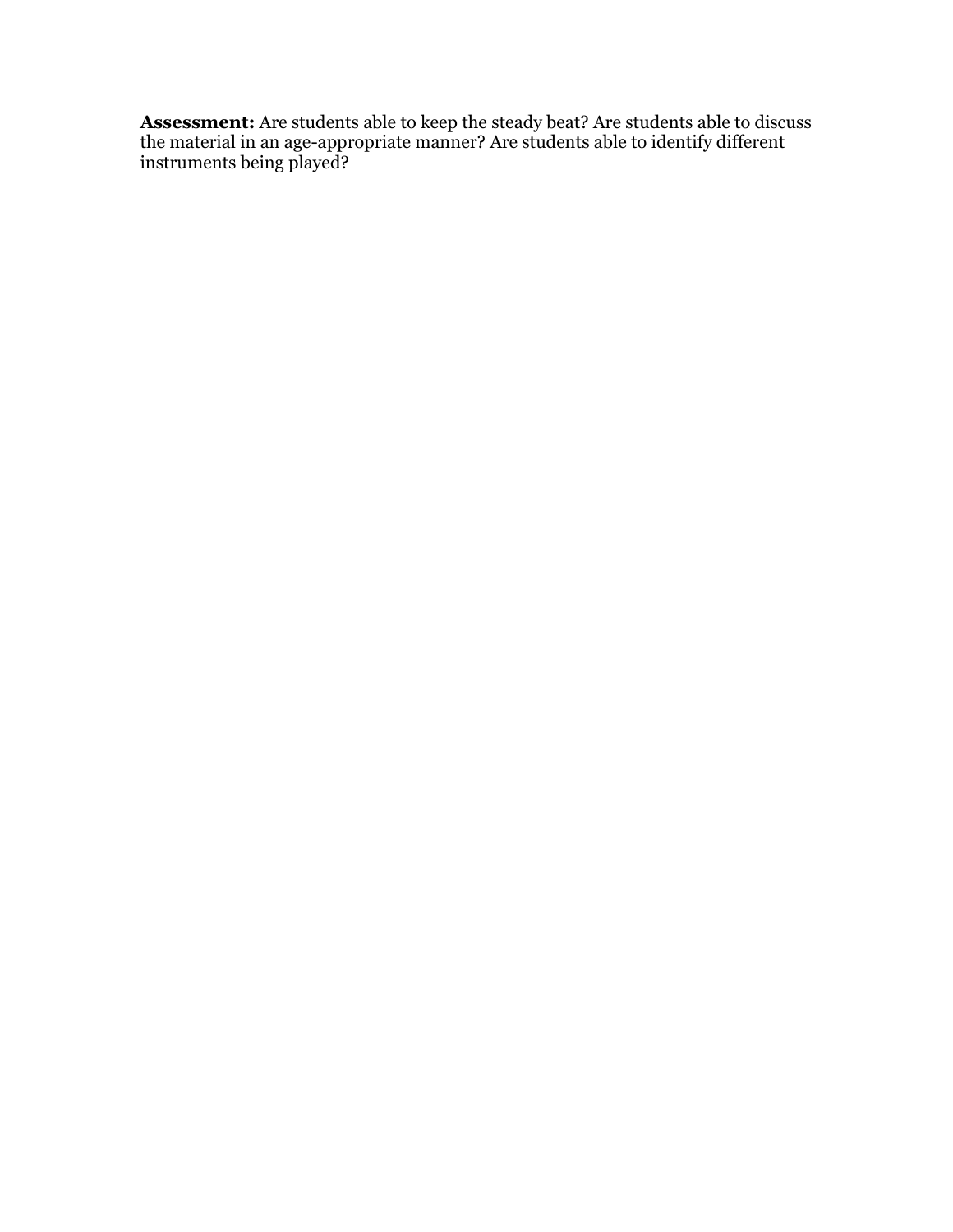**Assessment:** Are students able to keep the steady beat? Are students able to discuss the material in an age-appropriate manner? Are students able to identify different instruments being played?